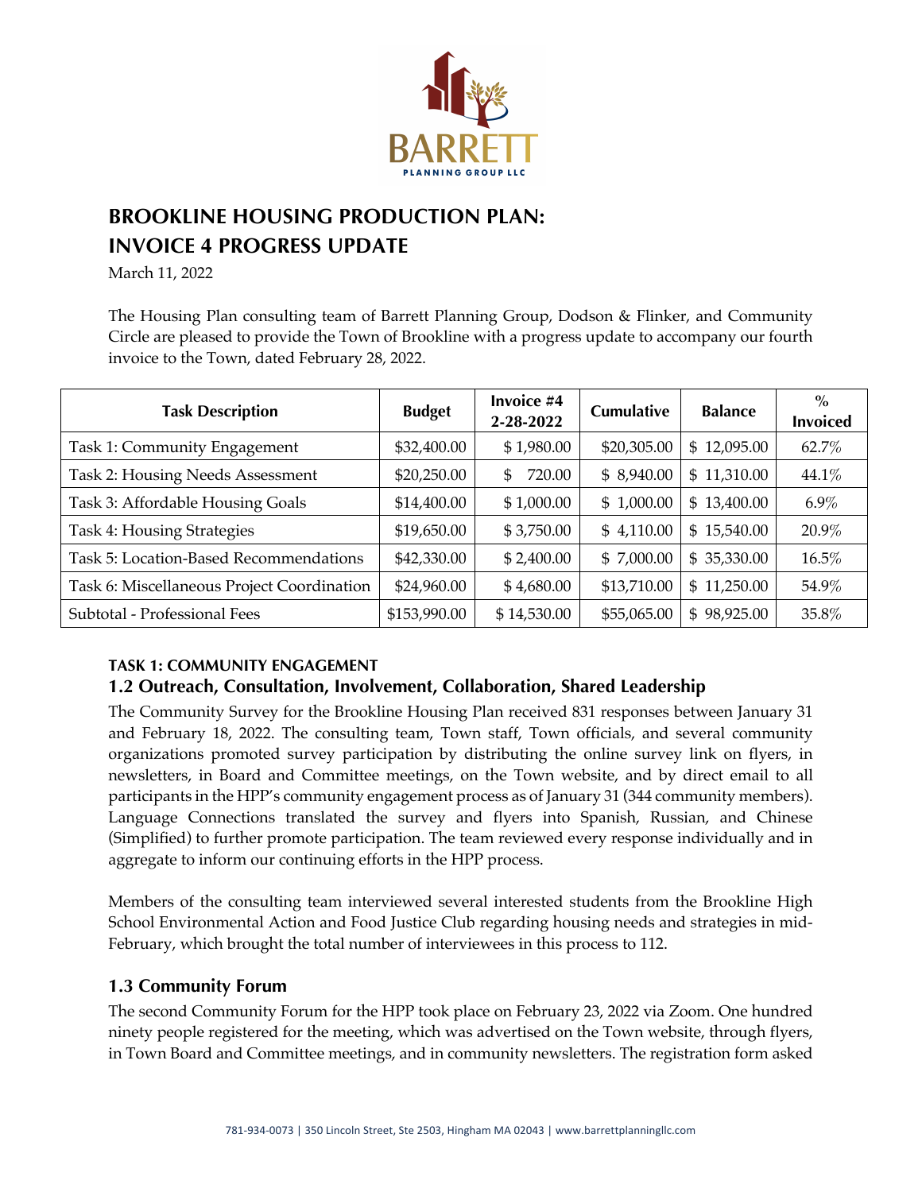# BROOKLINE HOUSING PRODUCTION PLAN: INVOICE 4 PROGRESS UPDATE

March 11, 2022

The Housing Plan consulting team of Barrett Planning Group, Dodson & Flinker, and Community Circle are pleased to provide the Town of Brookline with a progress update to accompany our fourth invoice to the Town, dated February 28, 2022.

| Task Description | Budget | Invoice #4 2-28-2022 | Cumulative | Balance | % Invoiced |
|---|---|---|---|---|---|
| Task 1: Community Engagement | $32,400.00 | $ 1,980.00 | $20,305.00 | $ 12,095.00 | 62.7% |
| Task 2: Housing Needs Assessment | $20,250.00 | $ 720.00 | $ 8,940.00 | $ 11,310.00 | 44.1% |
| Task 3: Affordable Housing Goals | $14,400.00 | $ 1,000.00 | $ 1,000.00 | $ 13,400.00 | 6.9% |
| Task 4: Housing Strategies | $19,650.00 | $ 3,750.00 | $ 4,110.00 | $ 15,540.00 | 20.9% |
| Task 5: Location-Based Recommendations | $42,330.00 | $ 2,400.00 | $ 7,000.00 | $ 35,330.00 | 16.5% |
| Task 6: Miscellaneous Project Coordination | $24,960.00 | $ 4,680.00 | $13,710.00 | $ 11,250.00 | 54.9% |
| Subtotal - Professional Fees | $153,990.00 | $ 14,530.00 | $55,065.00 | $ 98,925.00 | 35.8% |

#### TASK 1: COMMUNITY ENGAGEMENT

### 1.2 Outreach, Consultation, Involvement, Collaboration, Shared Leadership

The Community Survey for the Brookline Housing Plan received 831 responses between January 31 and February 18, 2022. The consulting team, Town staff, Town officials, and several community organizations promoted survey participation by distributing the online survey link on flyers, in newsletters, in Board and Committee meetings, on the Town website, and by direct email to all participants in the HPP's community engagement process as of January 31 (344 community members). Language Connections translated the survey and flyers into Spanish, Russian, and Chinese (Simplified) to further promote participation. The team reviewed every response individually and in aggregate to inform our continuing efforts in the HPP process.

Members of the consulting team interviewed several interested students from the Brookline High School Environmental Action and Food Justice Club regarding housing needs and strategies in mid-February, which brought the total number of interviewees in this process to 112.

### 1.3 Community Forum

The second Community Forum for the HPP took place on February 23, 2022 via Zoom. One hundred ninety people registered for the meeting, which was advertised on the Town website, through flyers, in Town Board and Committee meetings, and in community newsletters. The registration form asked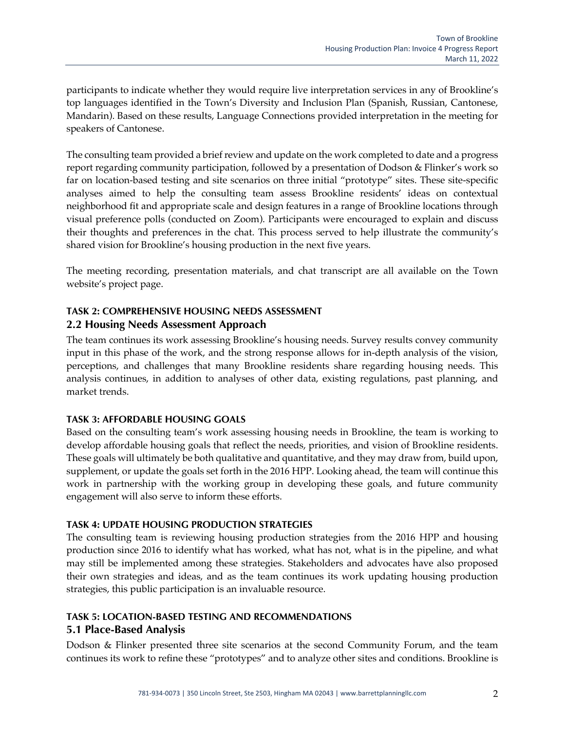participants to indicate whether they would require live interpretation services in any of Brookline's top languages identified in the Town's Diversity and Inclusion Plan (Spanish, Russian, Cantonese, Mandarin). Based on these results, Language Connections provided interpretation in the meeting for speakers of Cantonese.

The consulting team provided a brief review and update on the work completed to date and a progress report regarding community participation, followed by a presentation of Dodson & Flinker's work so far on location-based testing and site scenarios on three initial "prototype" sites. These site-specific analyses aimed to help the consulting team assess Brookline residents' ideas on contextual neighborhood fit and appropriate scale and design features in a range of Brookline locations through visual preference polls (conducted on Zoom). Participants were encouraged to explain and discuss their thoughts and preferences in the chat. This process served to help illustrate the community's shared vision for Brookline's housing production in the next five years.

The meeting recording, presentation materials, and chat transcript are all available on the Town website's project page.

**TASK 2: COMPREHENSIVE HOUSING NEEDS ASSESSMENT**

## 2.2 Housing Needs Assessment Approach

The team continues its work assessing Brookline's housing needs. Survey results convey community input in this phase of the work, and the strong response allows for in-depth analysis of the vision, perceptions, and challenges that many Brookline residents share regarding housing needs. This analysis continues, in addition to analyses of other data, existing regulations, past planning, and market trends.

**TASK 3: AFFORDABLE HOUSING GOALS**

Based on the consulting team's work assessing housing needs in Brookline, the team is working to develop affordable housing goals that reflect the needs, priorities, and vision of Brookline residents. These goals will ultimately be both qualitative and quantitative, and they may draw from, build upon, supplement, or update the goals set forth in the 2016 HPP. Looking ahead, the team will continue this work in partnership with the working group in developing these goals, and future community engagement will also serve to inform these efforts.

**TASK 4: UPDATE HOUSING PRODUCTION STRATEGIES**

The consulting team is reviewing housing production strategies from the 2016 HPP and housing production since 2016 to identify what has worked, what has not, what is in the pipeline, and what may still be implemented among these strategies. Stakeholders and advocates have also proposed their own strategies and ideas, and as the team continues its work updating housing production strategies, this public participation is an invaluable resource.

**TASK 5: LOCATION-BASED TESTING AND RECOMMENDATIONS**

## 5.1 Place-Based Analysis

Dodson & Flinker presented three site scenarios at the second Community Forum, and the team continues its work to refine these "prototypes" and to analyze other sites and conditions. Brookline is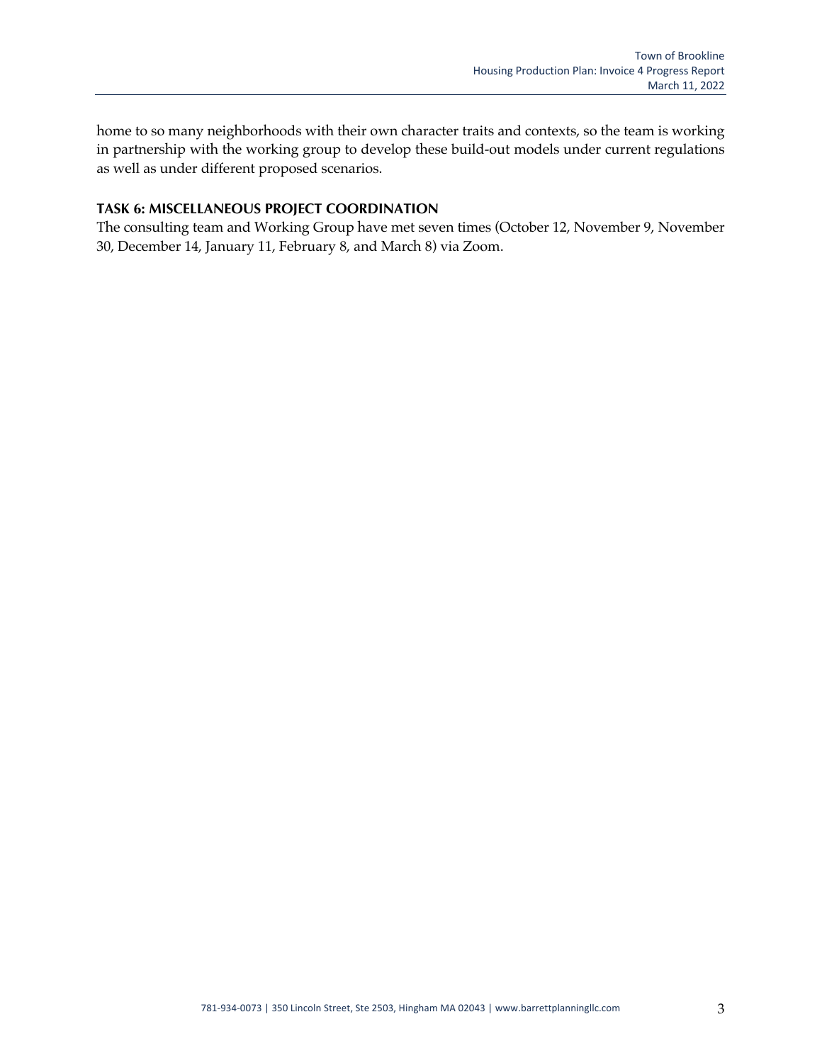home to so many neighborhoods with their own character traits and contexts, so the team is working in partnership with the working group to develop these build-out models under current regulations as well as under different proposed scenarios.

### TASK 6: MISCELLANEOUS PROJECT COORDINATION

The consulting team and Working Group have met seven times (October 12, November 9, November 30, December 14, January 11, February 8, and March 8) via Zoom.